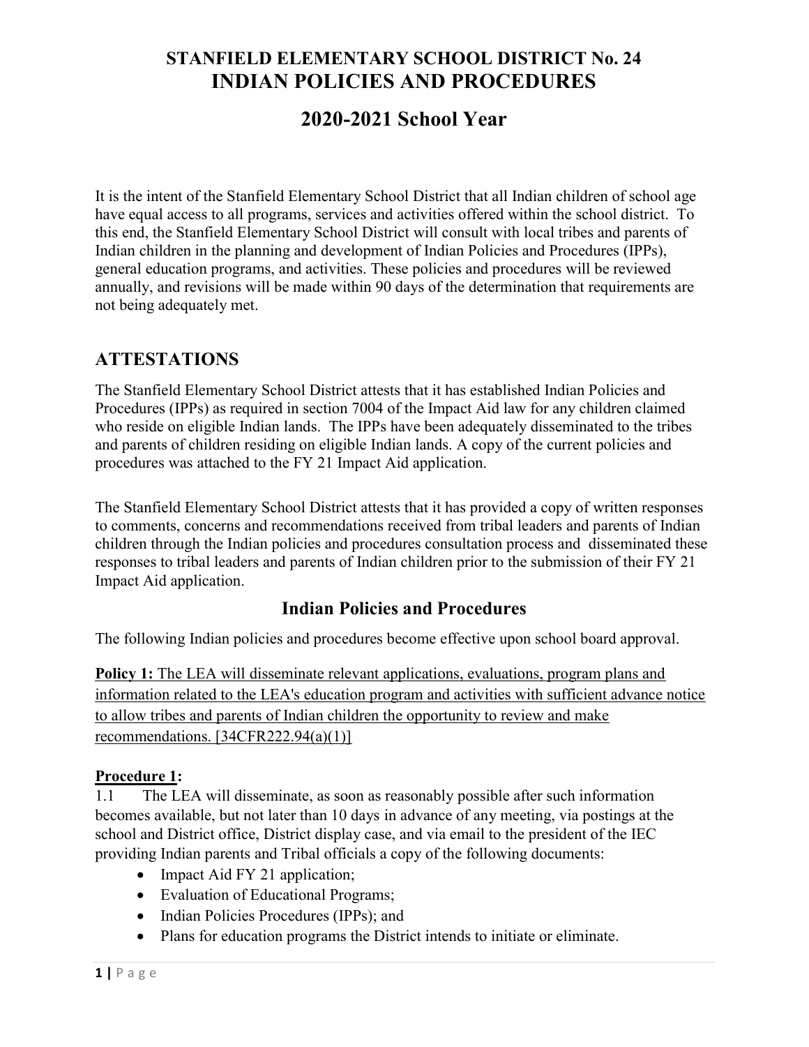# STANFIELD ELEMENTARY SCHOOL DISTRICT No. 24
# INDIAN POLICIES AND PROCEDURES

# 2020-2021 School Year

It is the intent of the Stanfield Elementary School District that all Indian children of school age have equal access to all programs, services and activities offered within the school district. To this end, the Stanfield Elementary School District will consult with local tribes and parents of Indian children in the planning and development of Indian Policies and Procedures (IPPs), general education programs, and activities. These policies and procedures will be reviewed annually, and revisions will be made within 90 days of the determination that requirements are not being adequately met.

## ATTESTATIONS

The Stanfield Elementary School District attests that it has established Indian Policies and Procedures (IPPs) as required in section 7004 of the Impact Aid law for any children claimed who reside on eligible Indian lands. The IPPs have been adequately disseminated to the tribes and parents of children residing on eligible Indian lands. A copy of the current policies and procedures was attached to the FY 21 Impact Aid application.

The Stanfield Elementary School District attests that it has provided a copy of written responses to comments, concerns and recommendations received from tribal leaders and parents of Indian children through the Indian policies and procedures consultation process and disseminated these responses to tribal leaders and parents of Indian children prior to the submission of their FY 21 Impact Aid application.

### Indian Policies and Procedures

The following Indian policies and procedures become effective upon school board approval.

**Policy 1:** The LEA will disseminate relevant applications, evaluations, program plans and information related to the LEA's education program and activities with sufficient advance notice to allow tribes and parents of Indian children the opportunity to review and make recommendations. [34CFR222.94(a)(1)]

**Procedure 1:**

1.1 The LEA will disseminate, as soon as reasonably possible after such information becomes available, but not later than 10 days in advance of any meeting, via postings at the school and District office, District display case, and via email to the president of the IEC providing Indian parents and Tribal officials a copy of the following documents:

- Impact Aid FY 21 application;
- Evaluation of Educational Programs;
- Indian Policies Procedures (IPPs); and
- Plans for education programs the District intends to initiate or eliminate.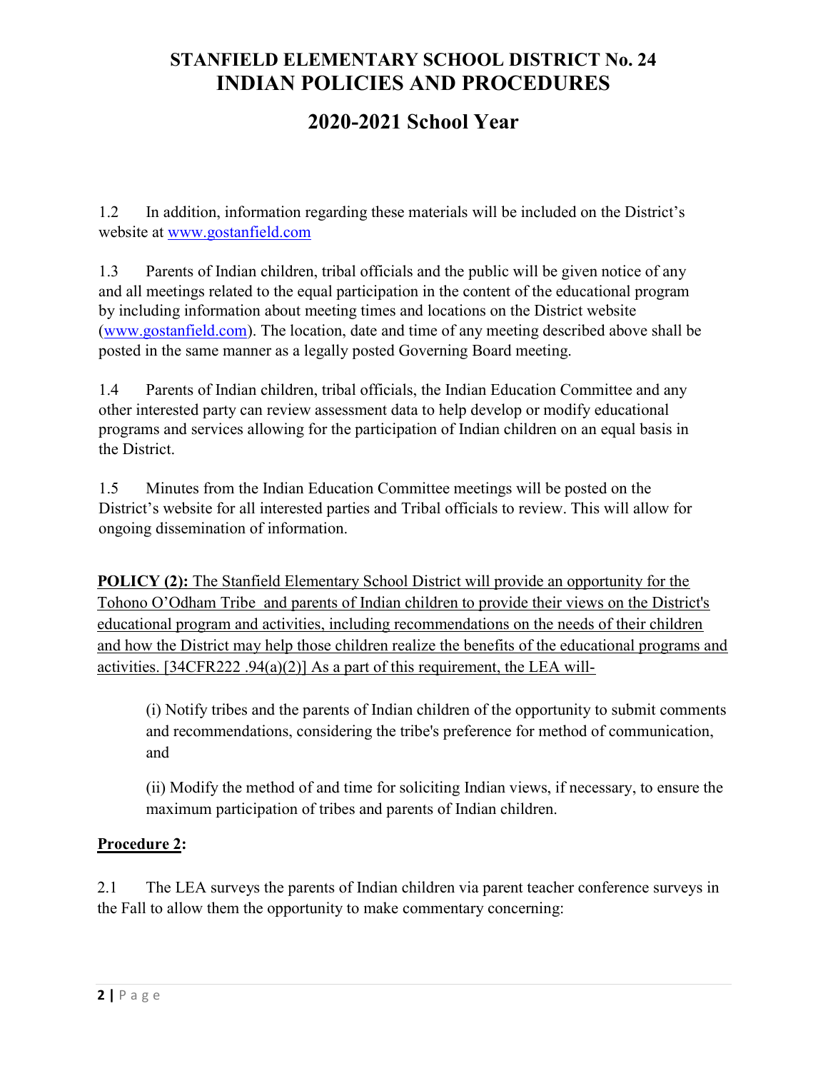# STANFIELD ELEMENTARY SCHOOL DISTRICT No. 24
# INDIAN POLICIES AND PROCEDURES

## 2020-2021 School Year

1.2 In addition, information regarding these materials will be included on the District's website at www.gostanfield.com

1.3 Parents of Indian children, tribal officials and the public will be given notice of any and all meetings related to the equal participation in the content of the educational program by including information about meeting times and locations on the District website (www.gostanfield.com). The location, date and time of any meeting described above shall be posted in the same manner as a legally posted Governing Board meeting.

1.4 Parents of Indian children, tribal officials, the Indian Education Committee and any other interested party can review assessment data to help develop or modify educational programs and services allowing for the participation of Indian children on an equal basis in the District.

1.5 Minutes from the Indian Education Committee meetings will be posted on the District's website for all interested parties and Tribal officials to review. This will allow for ongoing dissemination of information.

**POLICY (2):** The Stanfield Elementary School District will provide an opportunity for the Tohono O'Odham Tribe and parents of Indian children to provide their views on the District's educational program and activities, including recommendations on the needs of their children and how the District may help those children realize the benefits of the educational programs and activities. [34CFR222 .94(a)(2)] As a part of this requirement, the LEA will-

(i) Notify tribes and the parents of Indian children of the opportunity to submit comments and recommendations, considering the tribe's preference for method of communication, and

(ii) Modify the method of and time for soliciting Indian views, if necessary, to ensure the maximum participation of tribes and parents of Indian children.

**Procedure 2:**

2.1 The LEA surveys the parents of Indian children via parent teacher conference surveys in the Fall to allow them the opportunity to make commentary concerning: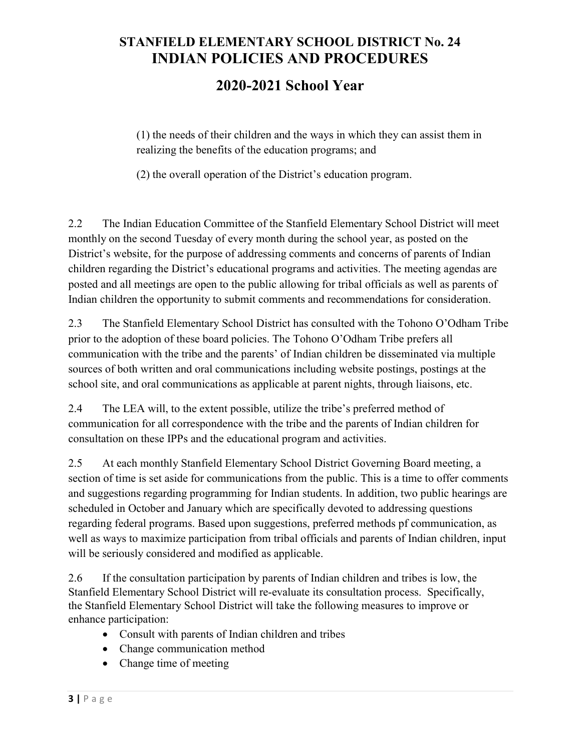(1) the needs of their children and the ways in which they can assist them in realizing the benefits of the education programs; and

(2) the overall operation of the District's education program.

2.2 The Indian Education Committee of the Stanfield Elementary School District will meet monthly on the second Tuesday of every month during the school year, as posted on the District's website, for the purpose of addressing comments and concerns of parents of Indian children regarding the District's educational programs and activities. The meeting agendas are posted and all meetings are open to the public allowing for tribal officials as well as parents of Indian children the opportunity to submit comments and recommendations for consideration.

2.3 The Stanfield Elementary School District has consulted with the Tohono O'Odham Tribe prior to the adoption of these board policies. The Tohono O'Odham Tribe prefers all communication with the tribe and the parents' of Indian children be disseminated via multiple sources of both written and oral communications including website postings, postings at the school site, and oral communications as applicable at parent nights, through liaisons, etc.

2.4 The LEA will, to the extent possible, utilize the tribe's preferred method of communication for all correspondence with the tribe and the parents of Indian children for consultation on these IPPs and the educational program and activities.

2.5 At each monthly Stanfield Elementary School District Governing Board meeting, a section of time is set aside for communications from the public. This is a time to offer comments and suggestions regarding programming for Indian students. In addition, two public hearings are scheduled in October and January which are specifically devoted to addressing questions regarding federal programs. Based upon suggestions, preferred methods pf communication, as well as ways to maximize participation from tribal officials and parents of Indian children, input will be seriously considered and modified as applicable.

2.6 If the consultation participation by parents of Indian children and tribes is low, the Stanfield Elementary School District will re-evaluate its consultation process. Specifically, the Stanfield Elementary School District will take the following measures to improve or enhance participation:

- Consult with parents of Indian children and tribes
- Change communication method
- Change time of meeting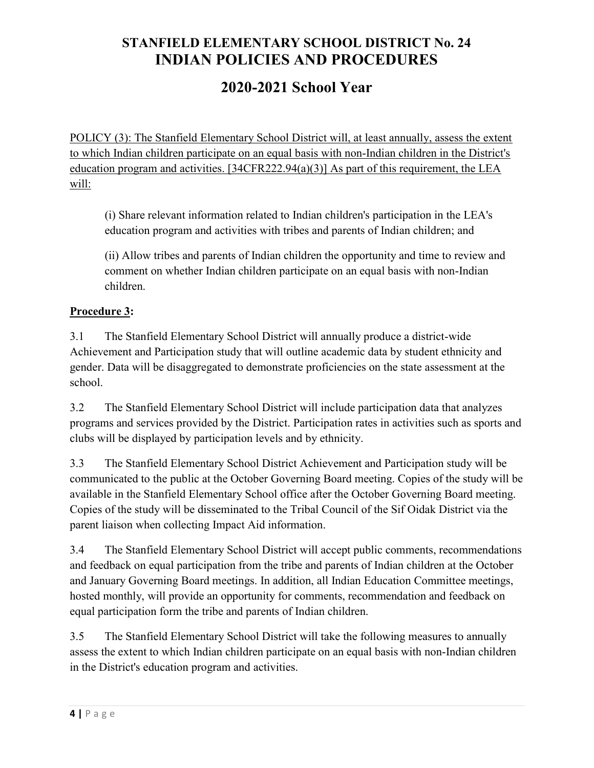# STANFIELD ELEMENTARY SCHOOL DISTRICT No. 24

# INDIAN POLICIES AND PROCEDURES

## 2020-2021 School Year

<u>POLICY (3): The Stanfield Elementary School District will, at least annually, assess the extent to which Indian children participate on an equal basis with non-Indian children in the District's education program and activities. [34CFR222.94(a)(3)] As part of this requirement, the LEA will:</u>

> (i) Share relevant information related to Indian children's participation in the LEA's education program and activities with tribes and parents of Indian children; and
>
> (ii) Allow tribes and parents of Indian children the opportunity and time to review and comment on whether Indian children participate on an equal basis with non-Indian children.

**<u>Procedure 3</u>:**

3.1 The Stanfield Elementary School District will annually produce a district-wide Achievement and Participation study that will outline academic data by student ethnicity and gender. Data will be disaggregated to demonstrate proficiencies on the state assessment at the school.

3.2 The Stanfield Elementary School District will include participation data that analyzes programs and services provided by the District. Participation rates in activities such as sports and clubs will be displayed by participation levels and by ethnicity.

3.3 The Stanfield Elementary School District Achievement and Participation study will be communicated to the public at the October Governing Board meeting. Copies of the study will be available in the Stanfield Elementary School office after the October Governing Board meeting. Copies of the study will be disseminated to the Tribal Council of the Sif Oidak District via the parent liaison when collecting Impact Aid information.

3.4 The Stanfield Elementary School District will accept public comments, recommendations and feedback on equal participation from the tribe and parents of Indian children at the October and January Governing Board meetings. In addition, all Indian Education Committee meetings, hosted monthly, will provide an opportunity for comments, recommendation and feedback on equal participation form the tribe and parents of Indian children.

3.5 The Stanfield Elementary School District will take the following measures to annually assess the extent to which Indian children participate on an equal basis with non-Indian children in the District's education program and activities.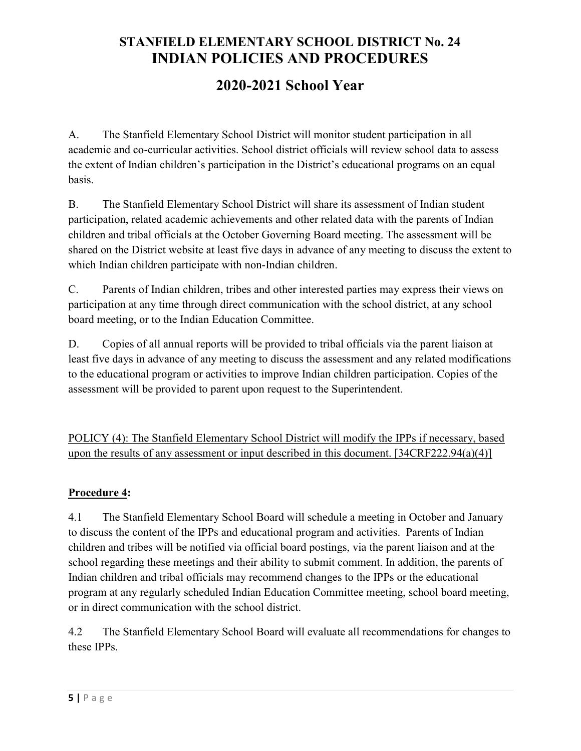# STANFIELD ELEMENTARY SCHOOL DISTRICT No. 24
# INDIAN POLICIES AND PROCEDURES

## 2020-2021 School Year

A. The Stanfield Elementary School District will monitor student participation in all academic and co-curricular activities. School district officials will review school data to assess the extent of Indian children's participation in the District's educational programs on an equal basis.

B. The Stanfield Elementary School District will share its assessment of Indian student participation, related academic achievements and other related data with the parents of Indian children and tribal officials at the October Governing Board meeting. The assessment will be shared on the District website at least five days in advance of any meeting to discuss the extent to which Indian children participate with non-Indian children.

C. Parents of Indian children, tribes and other interested parties may express their views on participation at any time through direct communication with the school district, at any school board meeting, or to the Indian Education Committee.

D. Copies of all annual reports will be provided to tribal officials via the parent liaison at least five days in advance of any meeting to discuss the assessment and any related modifications to the educational program or activities to improve Indian children participation. Copies of the assessment will be provided to parent upon request to the Superintendent.

<u>POLICY (4): The Stanfield Elementary School District will modify the IPPs if necessary, based upon the results of any assessment or input described in this document. [34CRF222.94(a)(4)]</u>

**<u>Procedure 4</u>:**

4.1 The Stanfield Elementary School Board will schedule a meeting in October and January to discuss the content of the IPPs and educational program and activities. Parents of Indian children and tribes will be notified via official board postings, via the parent liaison and at the school regarding these meetings and their ability to submit comment. In addition, the parents of Indian children and tribal officials may recommend changes to the IPPs or the educational program at any regularly scheduled Indian Education Committee meeting, school board meeting, or in direct communication with the school district.

4.2 The Stanfield Elementary School Board will evaluate all recommendations for changes to these IPPs.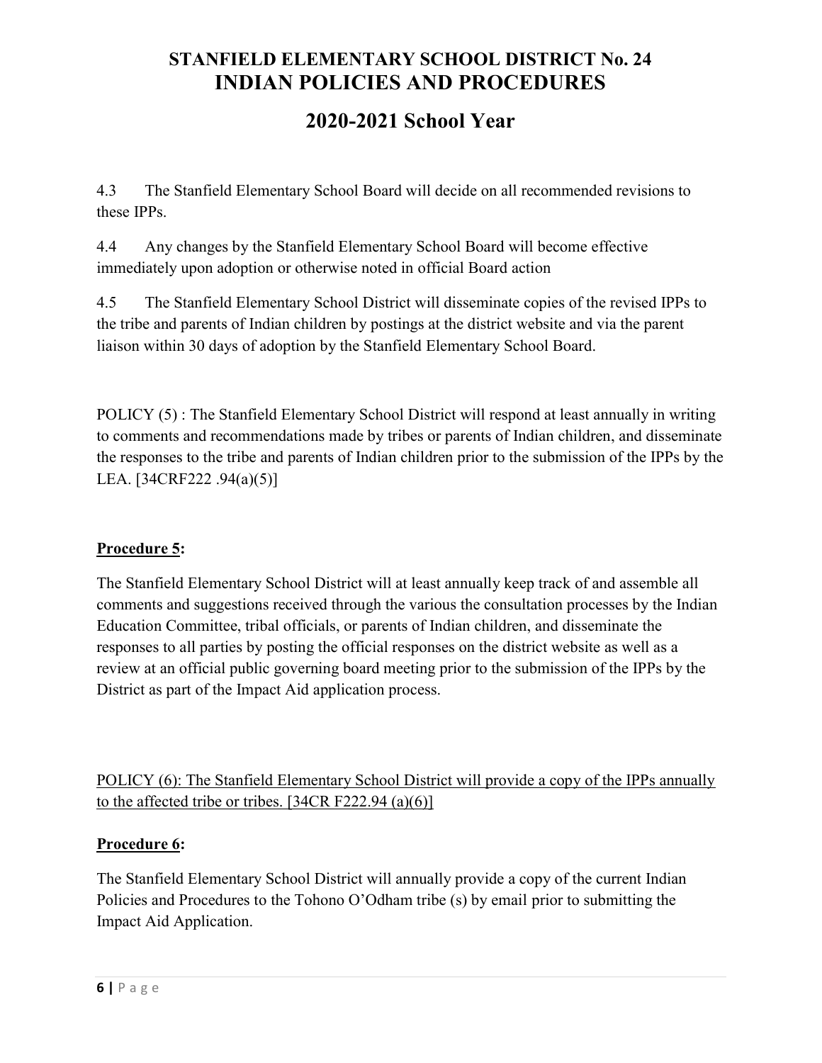4.3 The Stanfield Elementary School Board will decide on all recommended revisions to these IPPs.

4.4 Any changes by the Stanfield Elementary School Board will become effective immediately upon adoption or otherwise noted in official Board action

4.5 The Stanfield Elementary School District will disseminate copies of the revised IPPs to the tribe and parents of Indian children by postings at the district website and via the parent liaison within 30 days of adoption by the Stanfield Elementary School Board.

POLICY (5) : The Stanfield Elementary School District will respond at least annually in writing to comments and recommendations made by tribes or parents of Indian children, and disseminate the responses to the tribe and parents of Indian children prior to the submission of the IPPs by the LEA. [34CRF222 .94(a)(5)]

**Procedure 5:**

The Stanfield Elementary School District will at least annually keep track of and assemble all comments and suggestions received through the various the consultation processes by the Indian Education Committee, tribal officials, or parents of Indian children, and disseminate the responses to all parties by posting the official responses on the district website as well as a review at an official public governing board meeting prior to the submission of the IPPs by the District as part of the Impact Aid application process.

POLICY (6): The Stanfield Elementary School District will provide a copy of the IPPs annually to the affected tribe or tribes. [34CR F222.94 (a)(6)]

**Procedure 6:**

The Stanfield Elementary School District will annually provide a copy of the current Indian Policies and Procedures to the Tohono O'Odham tribe (s) by email prior to submitting the Impact Aid Application.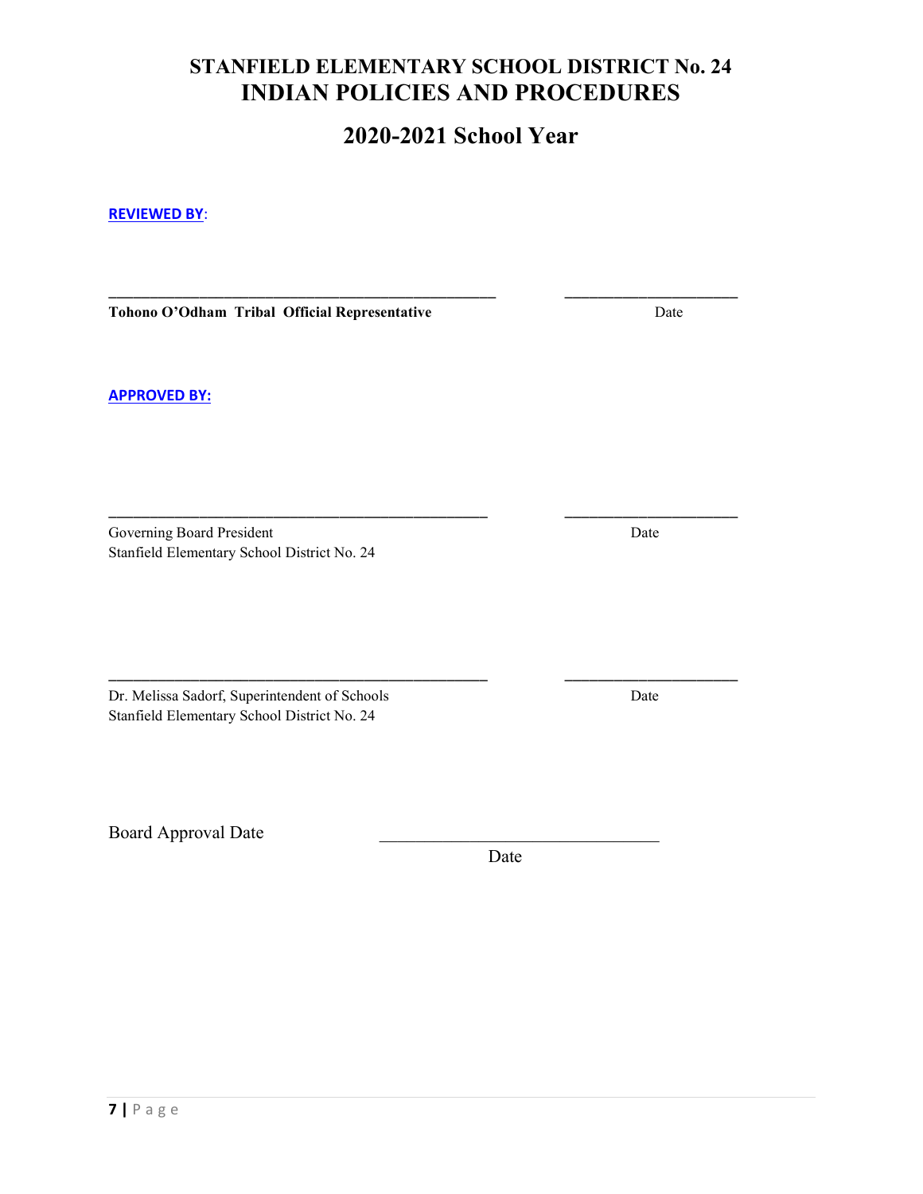# STANFIELD ELEMENTARY SCHOOL DISTRICT No. 24
# INDIAN POLICIES AND PROCEDURES

## 2020-2021 School Year

**REVIEWED BY**:

\_\_\_\_\_\_\_\_\_\_\_\_\_\_\_\_\_\_\_\_\_\_\_\_\_\_\_\_\_\_\_\_\_\_\_\_\_\_\_\_\_\_\_\_\_ \_\_\_\_\_\_\_\_\_\_\_\_\_\_\_\_\_\_\_\_

**Tohono O'Odham Tribal Official Representative** Date

**APPROVED BY:**

\_\_\_\_\_\_\_\_\_\_\_\_\_\_\_\_\_\_\_\_\_\_\_\_\_\_\_\_\_\_\_\_\_\_\_\_\_\_\_\_\_\_\_\_\_ \_\_\_\_\_\_\_\_\_\_\_\_\_\_\_\_\_\_\_\_

Governing Board President Date
Stanfield Elementary School District No. 24

\_\_\_\_\_\_\_\_\_\_\_\_\_\_\_\_\_\_\_\_\_\_\_\_\_\_\_\_\_\_\_\_\_\_\_\_\_\_\_\_\_\_\_\_\_ \_\_\_\_\_\_\_\_\_\_\_\_\_\_\_\_\_\_\_\_

Dr. Melissa Sadorf, Superintendent of Schools Date
Stanfield Elementary School District No. 24

Board Approval Date \_\_\_\_\_\_\_\_\_\_\_\_\_\_\_\_\_\_\_\_\_\_\_\_\_\_\_\_\_\_\_\_\_
Date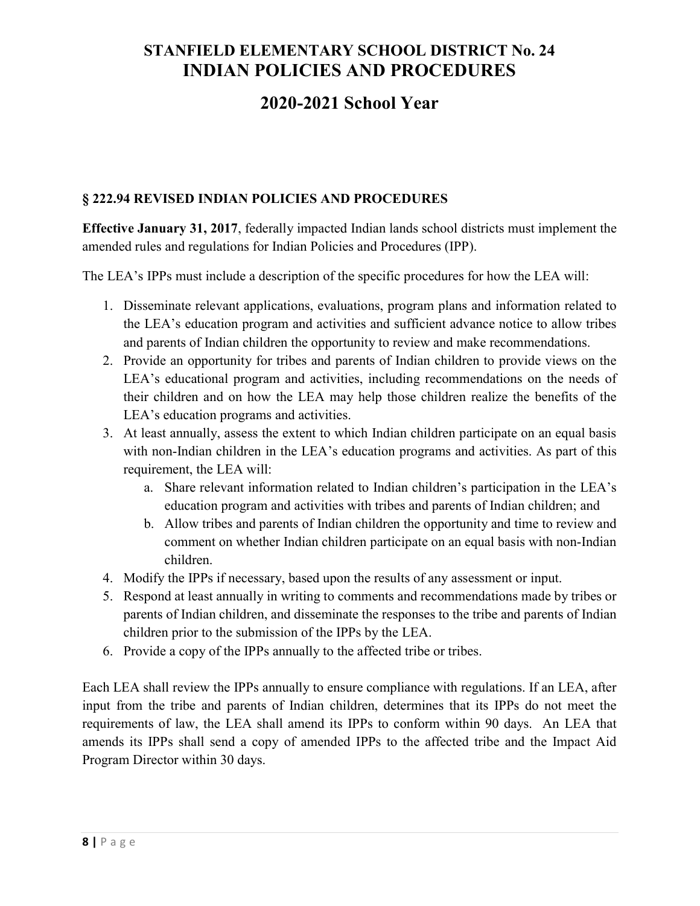# STANFIELD ELEMENTARY SCHOOL DISTRICT No. 24
# INDIAN POLICIES AND PROCEDURES
# 2020-2021 School Year

### § 222.94 REVISED INDIAN POLICIES AND PROCEDURES

**Effective January 31, 2017**, federally impacted Indian lands school districts must implement the amended rules and regulations for Indian Policies and Procedures (IPP).

The LEA's IPPs must include a description of the specific procedures for how the LEA will:

1. Disseminate relevant applications, evaluations, program plans and information related to the LEA's education program and activities and sufficient advance notice to allow tribes and parents of Indian children the opportunity to review and make recommendations.
2. Provide an opportunity for tribes and parents of Indian children to provide views on the LEA's educational program and activities, including recommendations on the needs of their children and on how the LEA may help those children realize the benefits of the LEA's education programs and activities.
3. At least annually, assess the extent to which Indian children participate on an equal basis with non-Indian children in the LEA's education programs and activities. As part of this requirement, the LEA will:
   a. Share relevant information related to Indian children's participation in the LEA's education program and activities with tribes and parents of Indian children; and
   b. Allow tribes and parents of Indian children the opportunity and time to review and comment on whether Indian children participate on an equal basis with non-Indian children.
4. Modify the IPPs if necessary, based upon the results of any assessment or input.
5. Respond at least annually in writing to comments and recommendations made by tribes or parents of Indian children, and disseminate the responses to the tribe and parents of Indian children prior to the submission of the IPPs by the LEA.
6. Provide a copy of the IPPs annually to the affected tribe or tribes.

Each LEA shall review the IPPs annually to ensure compliance with regulations. If an LEA, after input from the tribe and parents of Indian children, determines that its IPPs do not meet the requirements of law, the LEA shall amend its IPPs to conform within 90 days. An LEA that amends its IPPs shall send a copy of amended IPPs to the affected tribe and the Impact Aid Program Director within 30 days.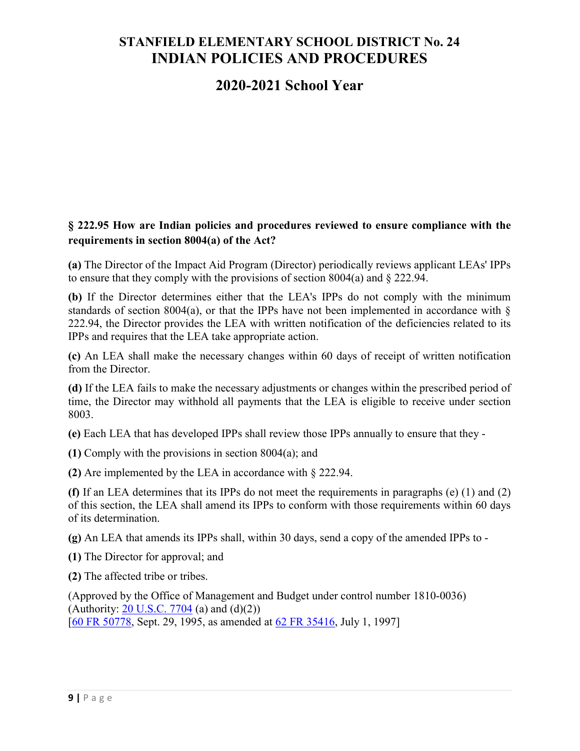# STANFIELD ELEMENTARY SCHOOL DISTRICT No. 24
# INDIAN POLICIES AND PROCEDURES

## 2020-2021 School Year

**§ 222.95 How are Indian policies and procedures reviewed to ensure compliance with the requirements in section 8004(a) of the Act?**

**(a)** The Director of the Impact Aid Program (Director) periodically reviews applicant LEAs' IPPs to ensure that they comply with the provisions of section 8004(a) and § 222.94.

**(b)** If the Director determines either that the LEA's IPPs do not comply with the minimum standards of section 8004(a), or that the IPPs have not been implemented in accordance with § 222.94, the Director provides the LEA with written notification of the deficiencies related to its IPPs and requires that the LEA take appropriate action.

**(c)** An LEA shall make the necessary changes within 60 days of receipt of written notification from the Director.

**(d)** If the LEA fails to make the necessary adjustments or changes within the prescribed period of time, the Director may withhold all payments that the LEA is eligible to receive under section 8003.

**(e)** Each LEA that has developed IPPs shall review those IPPs annually to ensure that they -

**(1)** Comply with the provisions in section 8004(a); and

**(2)** Are implemented by the LEA in accordance with § 222.94.

**(f)** If an LEA determines that its IPPs do not meet the requirements in paragraphs (e) (1) and (2) of this section, the LEA shall amend its IPPs to conform with those requirements within 60 days of its determination.

**(g)** An LEA that amends its IPPs shall, within 30 days, send a copy of the amended IPPs to -

**(1)** The Director for approval; and

**(2)** The affected tribe or tribes.

(Approved by the Office of Management and Budget under control number 1810-0036)
(Authority: 20 U.S.C. 7704 (a) and (d)(2))
[60 FR 50778, Sept. 29, 1995, as amended at 62 FR 35416, July 1, 1997]